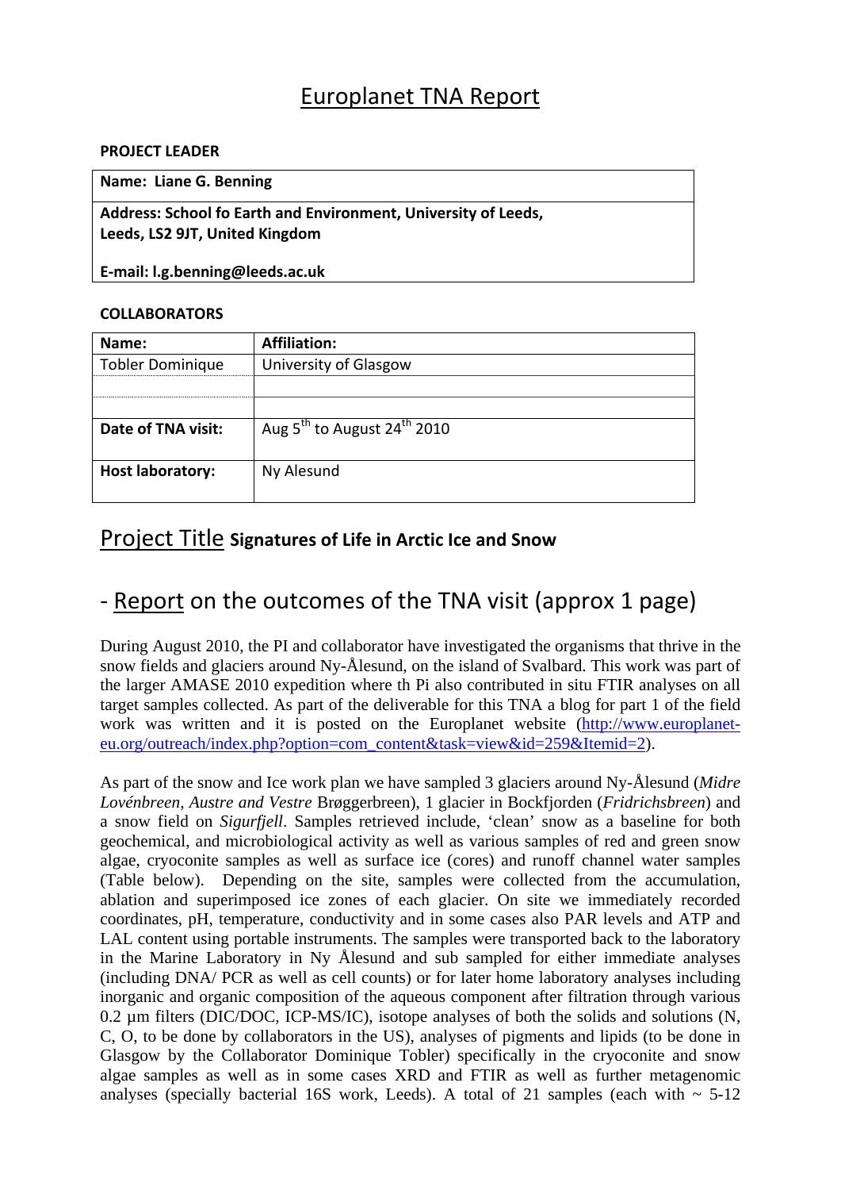# Europlanet TNA Report

**PROJECT LEADER**

| **Name: Liane G. Benning** |
|---|
| **Address: School fo Earth and Environment, University of Leeds, Leeds, LS2 9JT, United Kingdom** <br><br> **E-mail: l.g.benning@leeds.ac.uk** |

**COLLABORATORS**

| **Name:** | **Affiliation:** |
|---|---|
| Tobler Dominique | University of Glasgow |
| | |
| | |
| **Date of TNA visit:** | Aug 5th to August 24th 2010 |
| **Host laboratory:** | Ny Alesund |

## Project Title **Signatures of Life in Arctic Ice and Snow**

## - Report on the outcomes of the TNA visit (approx 1 page)

During August 2010, the PI and collaborator have investigated the organisms that thrive in the snow fields and glaciers around Ny-Ålesund, on the island of Svalbard. This work was part of the larger AMASE 2010 expedition where th Pi also contributed in situ FTIR analyses on all target samples collected. As part of the deliverable for this TNA a blog for part 1 of the field work was written and it is posted on the Europlanet website (http://www.europlanet-eu.org/outreach/index.php?option=com_content&task=view&id=259&Itemid=2).

As part of the snow and Ice work plan we have sampled 3 glaciers around Ny-Ålesund (*Midre Lovénbreen, Austre and Vestre* Brøggerbreen), 1 glacier in Bockfjorden (*Fridrichsbreen*) and a snow field on *Sigurfjell*. Samples retrieved include, 'clean' snow as a baseline for both geochemical, and microbiological activity as well as various samples of red and green snow algae, cryoconite samples as well as surface ice (cores) and runoff channel water samples (Table below). Depending on the site, samples were collected from the accumulation, ablation and superimposed ice zones of each glacier. On site we immediately recorded coordinates, pH, temperature, conductivity and in some cases also PAR levels and ATP and LAL content using portable instruments. The samples were transported back to the laboratory in the Marine Laboratory in Ny Ålesund and sub sampled for either immediate analyses (including DNA/ PCR as well as cell counts) or for later home laboratory analyses including inorganic and organic composition of the aqueous component after filtration through various 0.2 µm filters (DIC/DOC, ICP-MS/IC), isotope analyses of both the solids and solutions (N, C, O, to be done by collaborators in the US), analyses of pigments and lipids (to be done in Glasgow by the Collaborator Dominique Tobler) specifically in the cryoconite and snow algae samples as well as in some cases XRD and FTIR as well as further metagenomic analyses (specially bacterial 16S work, Leeds). A total of 21 samples (each with ~ 5-12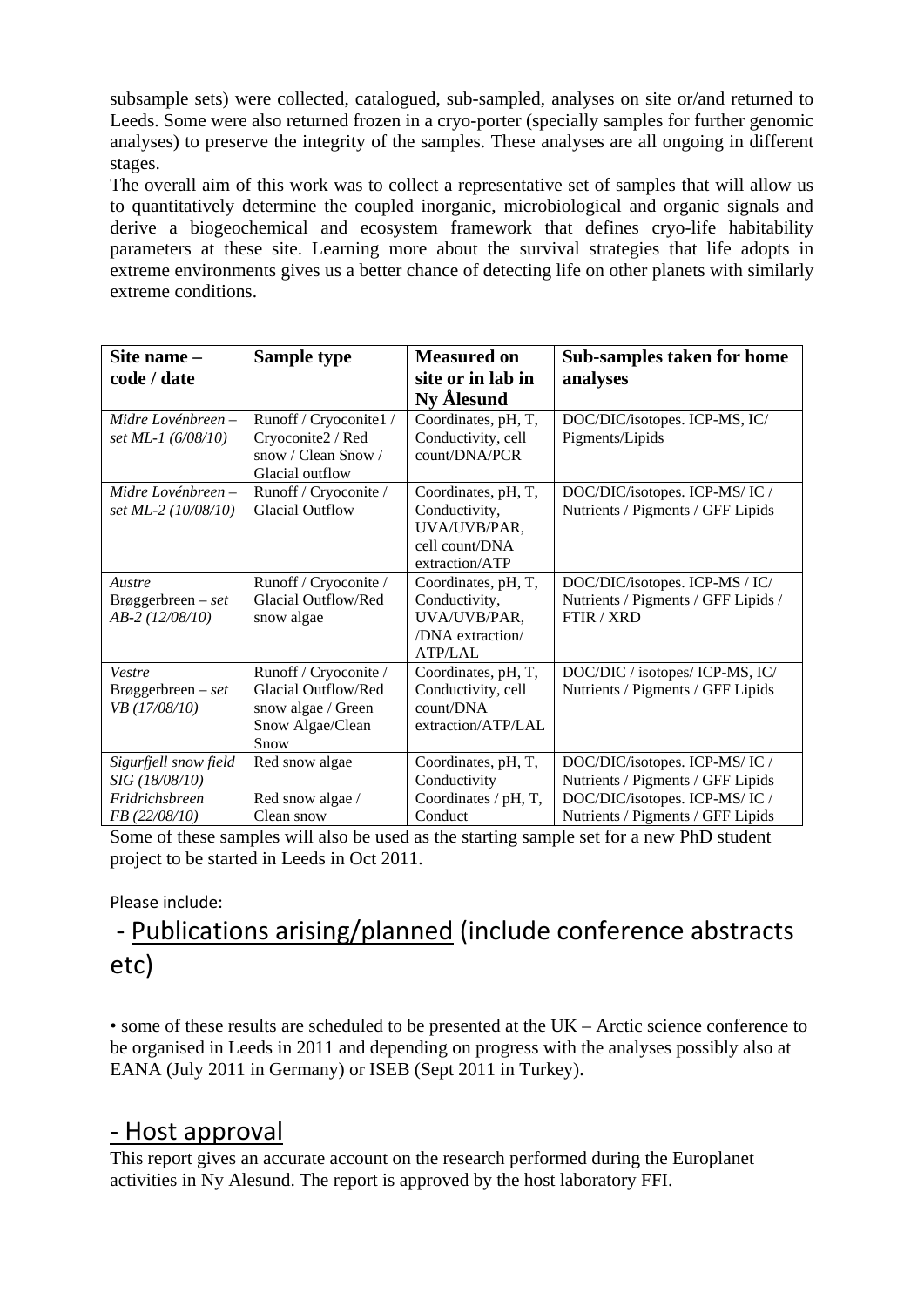subsample sets) were collected, catalogued, sub-sampled, analyses on site or/and returned to Leeds. Some were also returned frozen in a cryo-porter (specially samples for further genomic analyses) to preserve the integrity of the samples. These analyses are all ongoing in different stages.

The overall aim of this work was to collect a representative set of samples that will allow us to quantitatively determine the coupled inorganic, microbiological and organic signals and derive a biogeochemical and ecosystem framework that defines cryo-life habitability parameters at these site. Learning more about the survival strategies that life adopts in extreme environments gives us a better chance of detecting life on other planets with similarly extreme conditions.

| **Site name – code / date** | **Sample type** | **Measured on site or in lab in Ny Ålesund** | **Sub-samples taken for home analyses** |
|---|---|---|---|
| *Midre Lovénbreen – set ML-1 (6/08/10)* | Runoff / Cryoconite1 / Cryoconite2 / Red snow / Clean Snow / Glacial outflow | Coordinates, pH, T, Conductivity, cell count/DNA/PCR | DOC/DIC/isotopes. ICP-MS, IC/ Pigments/Lipids |
| *Midre Lovénbreen – set ML-2 (10/08/10)* | Runoff / Cryoconite / Glacial Outflow | Coordinates, pH, T, Conductivity, UVA/UVB/PAR, cell count/DNA extraction/ATP | DOC/DIC/isotopes. ICP-MS/ IC / Nutrients / Pigments / GFF Lipids |
| *Austre* Brøggerbreen – *set AB-2 (12/08/10)* | Runoff / Cryoconite / Glacial Outflow/Red snow algae | Coordinates, pH, T, Conductivity, UVA/UVB/PAR, /DNA extraction/ ATP/LAL | DOC/DIC/isotopes. ICP-MS / IC/ Nutrients / Pigments / GFF Lipids / FTIR / XRD |
| *Vestre* Brøggerbreen – *set VB (17/08/10)* | Runoff / Cryoconite / Glacial Outflow/Red snow algae / Green Snow Algae/Clean Snow | Coordinates, pH, T, Conductivity, cell count/DNA extraction/ATP/LAL | DOC/DIC / isotopes/ ICP-MS, IC/ Nutrients / Pigments / GFF Lipids |
| *Sigurfjell snow field SIG (18/08/10)* | Red snow algae | Coordinates, pH, T, Conductivity | DOC/DIC/isotopes. ICP-MS/ IC / Nutrients / Pigments / GFF Lipids |
| *Fridrichsbreen FB (22/08/10)* | Red snow algae / Clean snow | Coordinates / pH, T, Conduct | DOC/DIC/isotopes. ICP-MS/ IC / Nutrients / Pigments / GFF Lipids |

Some of these samples will also be used as the starting sample set for a new PhD student project to be started in Leeds in Oct 2011.

Please include:

## - Publications arising/planned (include conference abstracts etc)

• some of these results are scheduled to be presented at the UK – Arctic science conference to be organised in Leeds in 2011 and depending on progress with the analyses possibly also at EANA (July 2011 in Germany) or ISEB (Sept 2011 in Turkey).

## - Host approval

This report gives an accurate account on the research performed during the Europlanet activities in Ny Alesund. The report is approved by the host laboratory FFI.